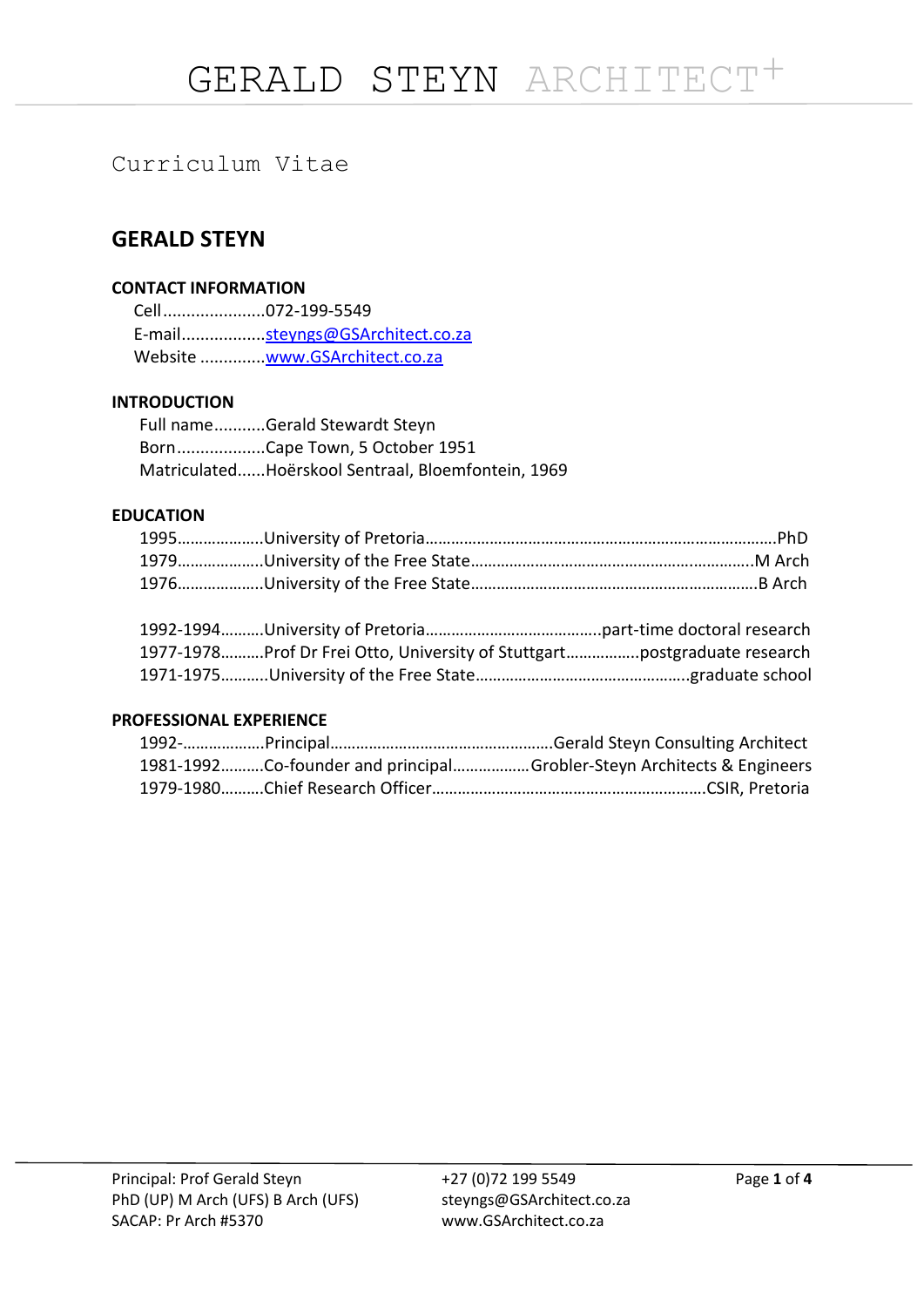# GERALD STEYN ARCHITECT+

Curriculum Vitae

## GERALD STEYN

### CONTACT INFORMATION

Cell......................072-199-5549
E-mail..................steyngs@GSArchitect.co.za
Website ..............www.GSArchitect.co.za

### INTRODUCTION

Full name...........Gerald Stewardt Steyn
Born...................Cape Town, 5 October 1951
Matriculated......Hoërskool Sentraal, Bloemfontein, 1969

### EDUCATION

1995………………..University of Pretoria……………………………………………………………………….PhD
1979………………..University of the Free State………………………………………………………..M Arch
1976………………..University of the Free State…………………………………………………………B Arch

1992-1994……….University of Pretoria…………………………………..part-time doctoral research
1977-1978……….Prof Dr Frei Otto, University of Stuttgart……………..postgraduate research
1971-1975……….University of the Free State…………………………………………..graduate school

### PROFESSIONAL EXPERIENCE

1992-………………Principal……………………………………………Gerald Steyn Consulting Architect
1981-1992……….Co-founder and principal……………..Grobler-Steyn Architects & Engineers
1979-1980……….Chief Research Officer……………………………………………………….CSIR, Pretoria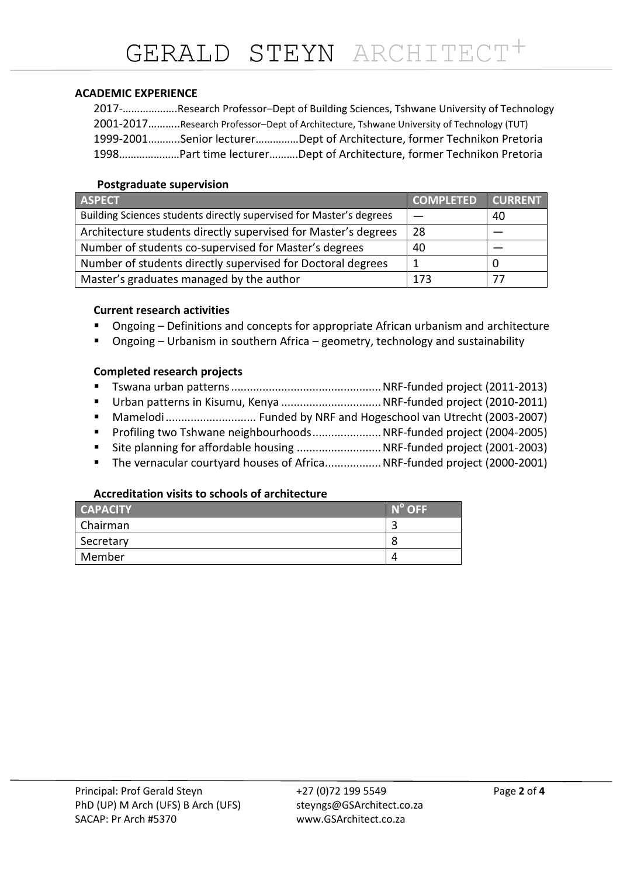### ACADEMIC EXPERIENCE

2017-……………….Research Professor–Dept of Building Sciences, Tshwane University of Technology
2001-2017………..Research Professor–Dept of Architecture, Tshwane University of Technology (TUT)
1999-2001………..Senior lecturer……………Dept of Architecture, former Technikon Pretoria
1998…………………Part time lecturer……….Dept of Architecture, former Technikon Pretoria

#### Postgraduate supervision

| ASPECT | COMPLETED | CURRENT |
|---|---|---|
| Building Sciences students directly supervised for Master's degrees | — | 40 |
| Architecture students directly supervised for Master's degrees | 28 | — |
| Number of students co-supervised for Master's degrees | 40 | — |
| Number of students directly supervised for Doctoral degrees | 1 | 0 |
| Master's graduates managed by the author | 173 | 77 |

#### Current research activities

- Ongoing – Definitions and concepts for appropriate African urbanism and architecture
- Ongoing – Urbanism in southern Africa – geometry, technology and sustainability

#### Completed research projects

- Tswana urban patterns ............................................... NRF-funded project (2011-2013)
- Urban patterns in Kisumu, Kenya ............................... NRF-funded project (2010-2011)
- Mamelodi ............................ Funded by NRF and Hogeschool van Utrecht (2003-2007)
- Profiling two Tshwane neighbourhoods ..................... NRF-funded project (2004-2005)
- Site planning for affordable housing .......................... NRF-funded project (2001-2003)
- The vernacular courtyard houses of Africa ................. NRF-funded project (2000-2001)

#### Accreditation visits to schools of architecture

| CAPACITY | N° OFF |
|---|---|
| Chairman | 3 |
| Secretary | 8 |
| Member | 4 |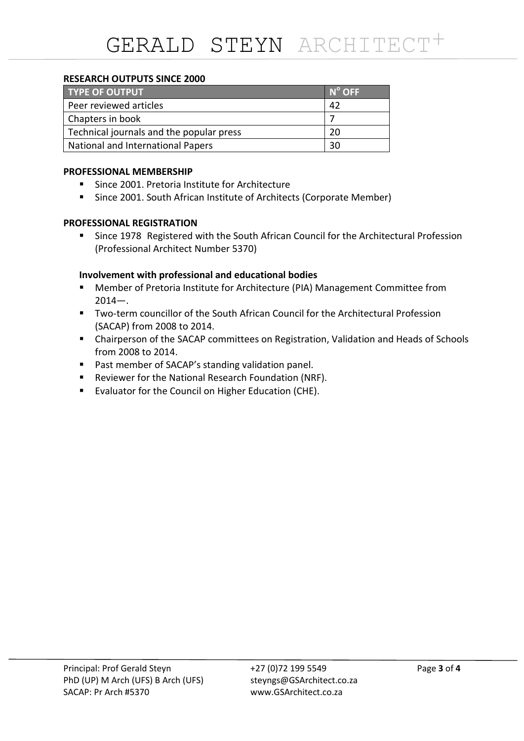## RESEARCH OUTPUTS SINCE 2000

| TYPE OF OUTPUT | N$^o$ OFF |
|---|---|
| Peer reviewed articles | 42 |
| Chapters in book | 7 |
| Technical journals and the popular press | 20 |
| National and International Papers | 30 |

## PROFESSIONAL MEMBERSHIP

- Since 2001. Pretoria Institute for Architecture
- Since 2001. South African Institute of Architects (Corporate Member)

## PROFESSIONAL REGISTRATION

- Since 1978 Registered with the South African Council for the Architectural Profession (Professional Architect Number 5370)

### Involvement with professional and educational bodies

- Member of Pretoria Institute for Architecture (PIA) Management Committee from 2014—.
- Two-term councillor of the South African Council for the Architectural Profession (SACAP) from 2008 to 2014.
- Chairperson of the SACAP committees on Registration, Validation and Heads of Schools from 2008 to 2014.
- Past member of SACAP's standing validation panel.
- Reviewer for the National Research Foundation (NRF).
- Evaluator for the Council on Higher Education (CHE).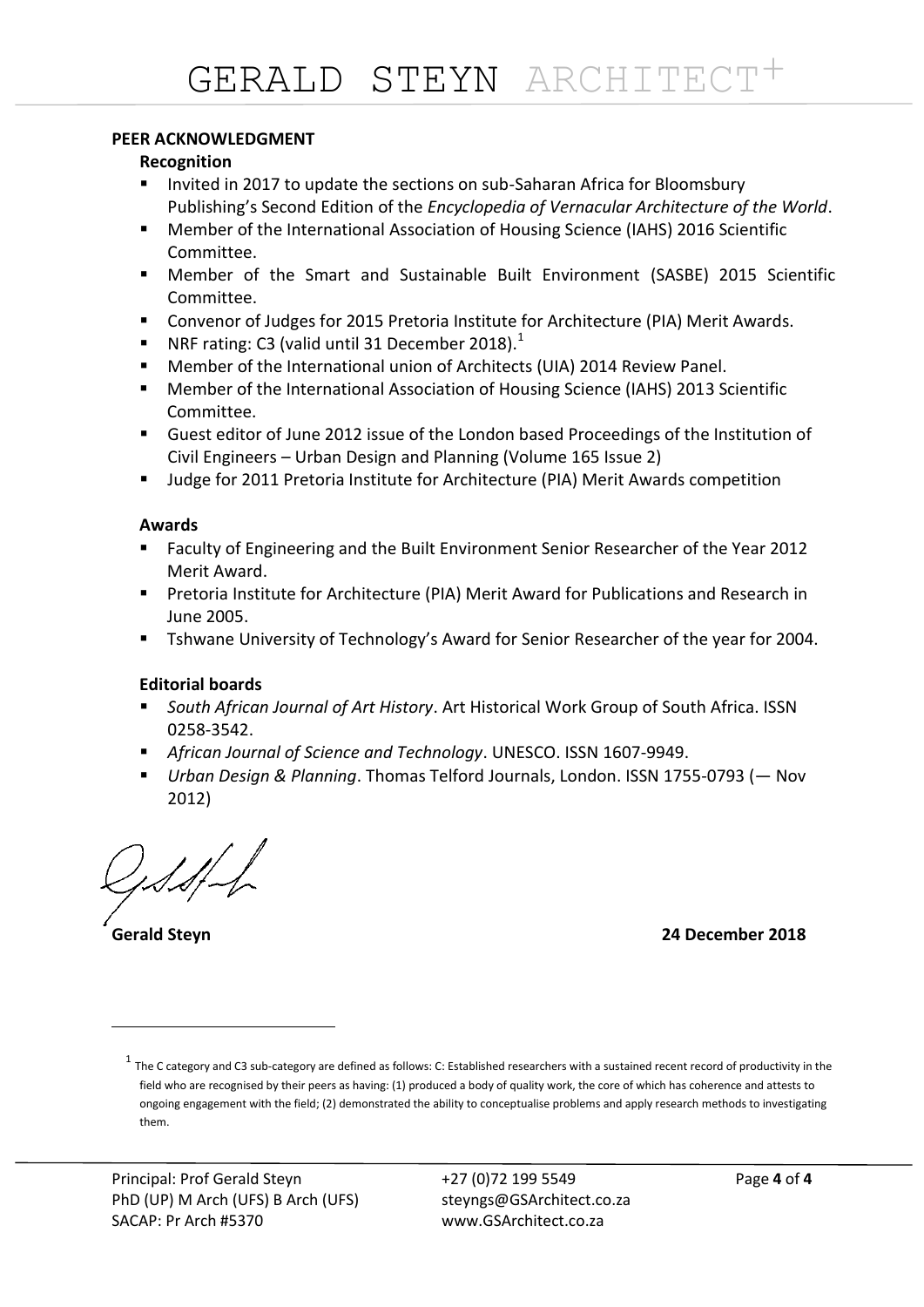**PEER ACKNOWLEDGMENT**

**Recognition**

- Invited in 2017 to update the sections on sub-Saharan Africa for Bloomsbury Publishing's Second Edition of the *Encyclopedia of Vernacular Architecture of the World*.
- Member of the International Association of Housing Science (IAHS) 2016 Scientific Committee.
- Member of the Smart and Sustainable Built Environment (SASBE) 2015 Scientific Committee.
- Convenor of Judges for 2015 Pretoria Institute for Architecture (PIA) Merit Awards.
- NRF rating: C3 (valid until 31 December 2018).[1]
- Member of the International union of Architects (UIA) 2014 Review Panel.
- Member of the International Association of Housing Science (IAHS) 2013 Scientific Committee.
- Guest editor of June 2012 issue of the London based Proceedings of the Institution of Civil Engineers – Urban Design and Planning (Volume 165 Issue 2)
- Judge for 2011 Pretoria Institute for Architecture (PIA) Merit Awards competition

**Awards**

- Faculty of Engineering and the Built Environment Senior Researcher of the Year 2012 Merit Award.
- Pretoria Institute for Architecture (PIA) Merit Award for Publications and Research in June 2005.
- Tshwane University of Technology's Award for Senior Researcher of the year for 2004.

**Editorial boards**

- *South African Journal of Art History*. Art Historical Work Group of South Africa. ISSN 0258-3542.
- *African Journal of Science and Technology*. UNESCO. ISSN 1607-9949.
- *Urban Design & Planning*. Thomas Telford Journals, London. ISSN 1755-0793 (— Nov 2012)

**Gerald Steyn** **24 December 2018**

[1] The C category and C3 sub-category are defined as follows: C: Established researchers with a sustained recent record of productivity in the field who are recognised by their peers as having: (1) produced a body of quality work, the core of which has coherence and attests to ongoing engagement with the field; (2) demonstrated the ability to conceptualise problems and apply research methods to investigating them.

Principal: Prof Gerald Steyn
PhD (UP) M Arch (UFS) B Arch (UFS)
SACAP: Pr Arch #5370

+27 (0)72 199 5549
steyngs@GSArchitect.co.za
www.GSArchitect.co.za